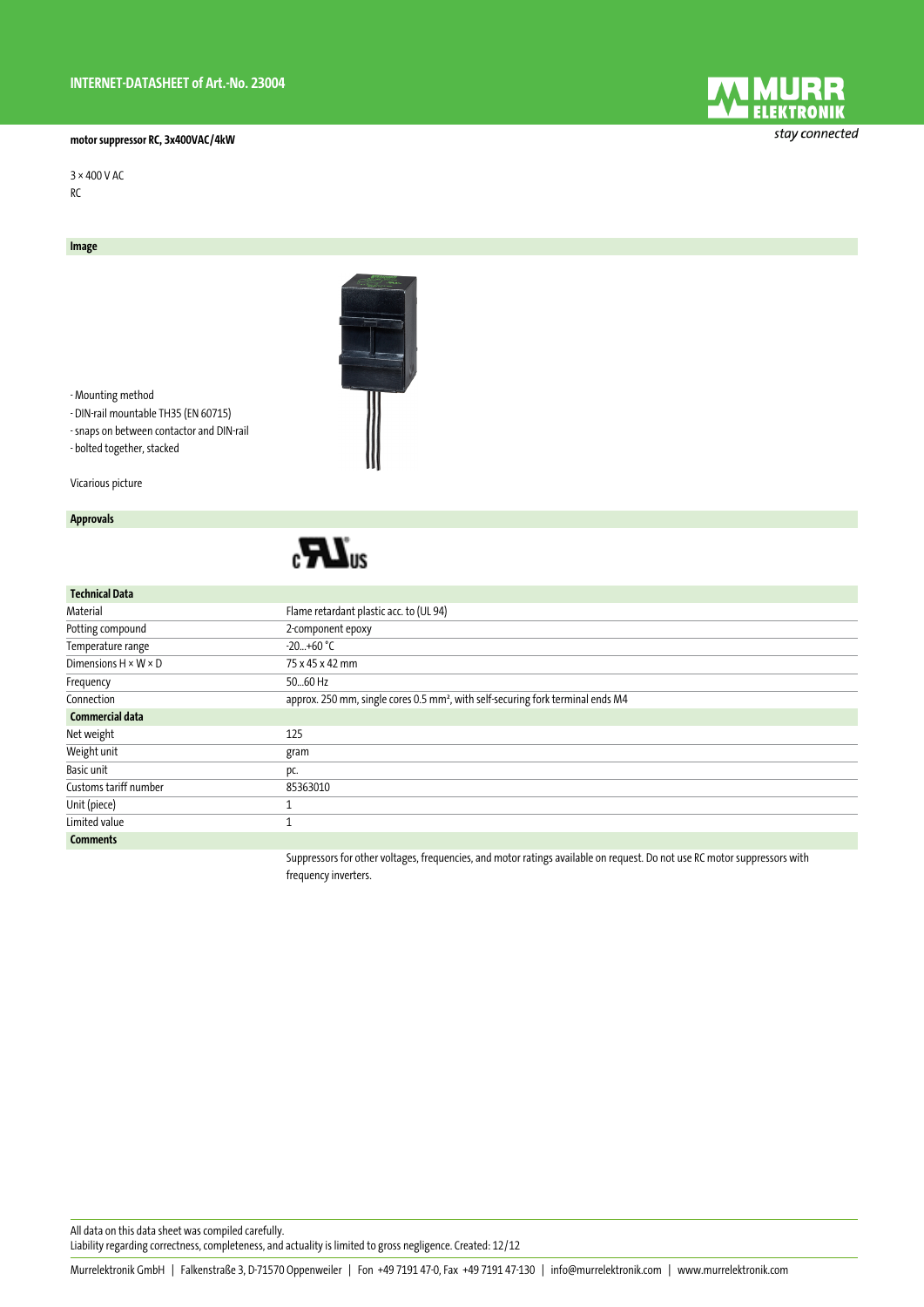# INTERNET-DATASHEET of Art.-No. 23004

**motor suppressor RC, 3x400VAC/4kW**

3 × 400 V AC
RC

## Image

- Mounting method
- DIN-rail mountable TH35 (EN 60715)
- snaps on between contactor and DIN-rail
- bolted together, stacked

Vicarious picture

## Approvals

## Technical Data

| Technical Data | |
|---|---|
| Material | Flame retardant plastic acc. to (UL 94) |
| Potting compound | 2-component epoxy |
| Temperature range | -20...+60 °C |
| Dimensions H × W × D | 75 x 45 x 42 mm |
| Frequency | 50...60 Hz |
| Connection | approx. 250 mm, single cores 0.5 mm², with self-securing fork terminal ends M4 |

## Commercial data

| Commercial data | |
|---|---|
| Net weight | 125 |
| Weight unit | gram |
| Basic unit | pc. |
| Customs tariff number | 85363010 |
| Unit (piece) | 1 |
| Limited value | 1 |

## Comments

Suppressors for other voltages, frequencies, and motor ratings available on request. Do not use RC motor suppressors with frequency inverters.

All data on this data sheet was compiled carefully.
Liability regarding correctness, completeness, and actuality is limited to gross negligence. Created: 12/12

Murrelektronik GmbH | Falkenstraße 3, D-71570 Oppenweiler | Fon +49 7191 47-0, Fax +49 7191 47-130 | info@murrelektronik.com | www.murrelektronik.com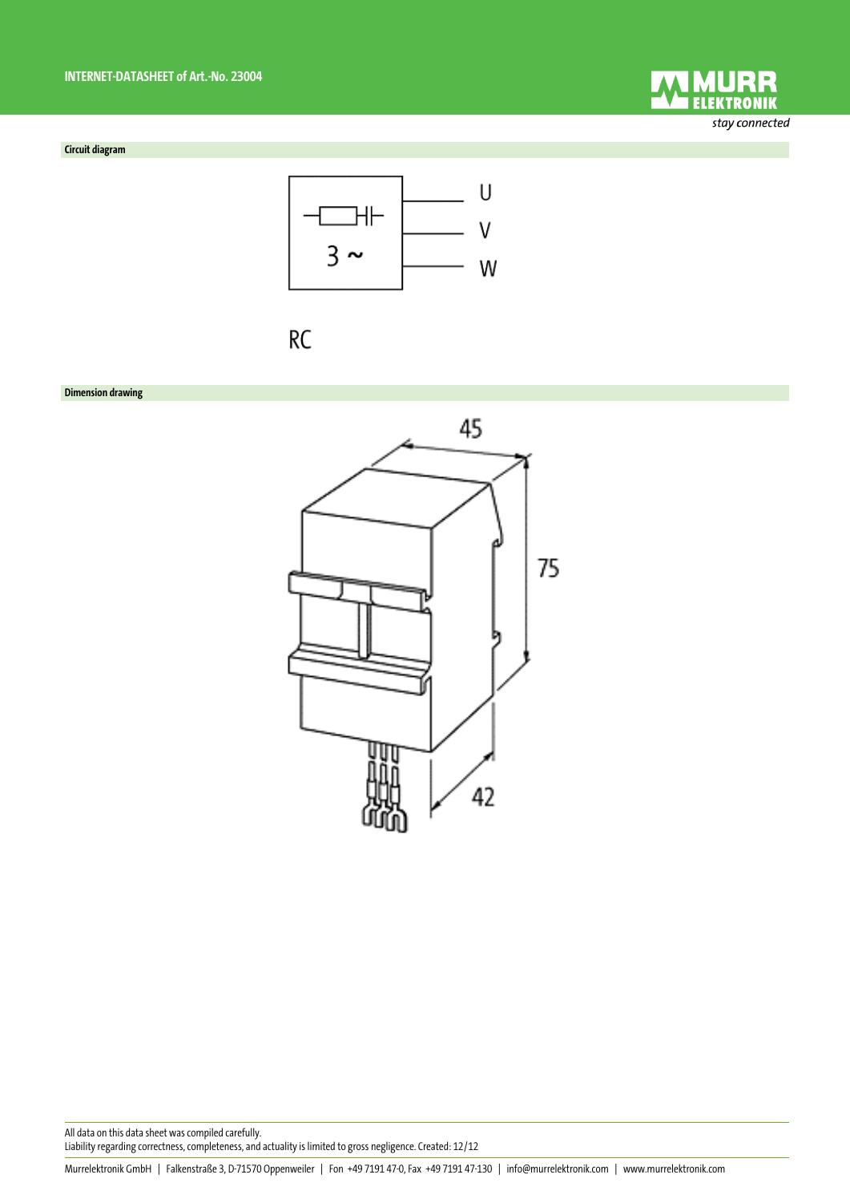INTERNET-DATASHEET of Art.-No. 23004

## Circuit diagram

3 ~

U

V

W

RC

## Dimension drawing

45

75

42

All data on this data sheet was compiled carefully.
Liability regarding correctness, completeness, and actuality is limited to gross negligence. Created: 12/12

Murrelektronik GmbH | Falkenstraße 3, D-71570 Oppenweiler | Fon +49 7191 47-0, Fax +49 7191 47-130 | info@murrelektronik.com | www.murrelektronik.com